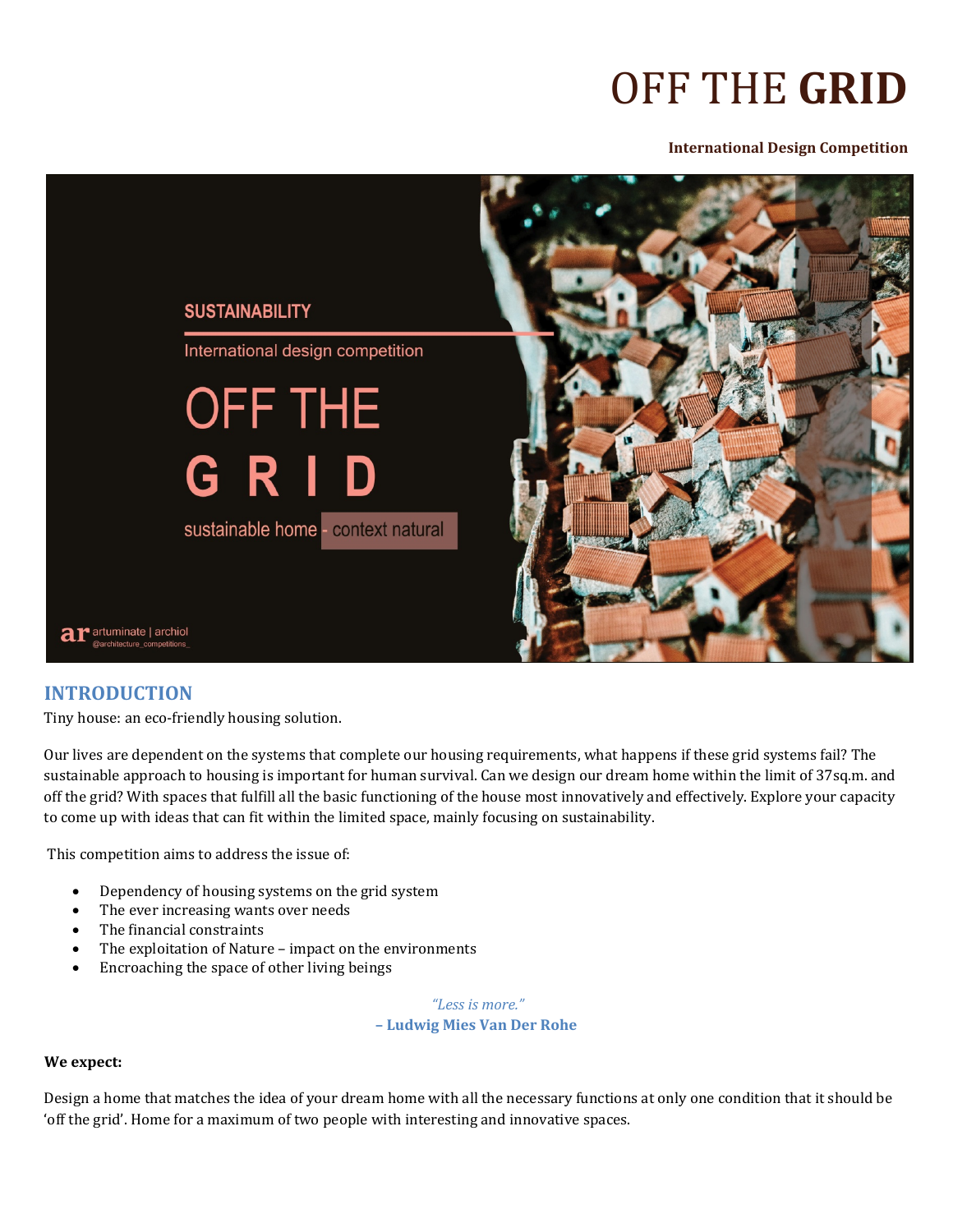# OFF THE **GRID**

**International Design Competition**

## INTRODUCTION

Tiny house: an eco-friendly housing solution.

Our lives are dependent on the systems that complete our housing requirements, what happens if these grid systems fail? The sustainable approach to housing is important for human survival. Can we design our dream home within the limit of 37sq.m. and off the grid? With spaces that fulfill all the basic functioning of the house most innovatively and effectively. Explore your capacity to come up with ideas that can fit within the limited space, mainly focusing on sustainability.

This competition aims to address the issue of:

- Dependency of housing systems on the grid system
- The ever increasing wants over needs
- The financial constraints
- The exploitation of Nature – impact on the environments
- Encroaching the space of other living beings

*"Less is more."*
**– Ludwig Mies Van Der Rohe**

**We expect:**

Design a home that matches the idea of your dream home with all the necessary functions at only one condition that it should be 'off the grid'. Home for a maximum of two people with interesting and innovative spaces.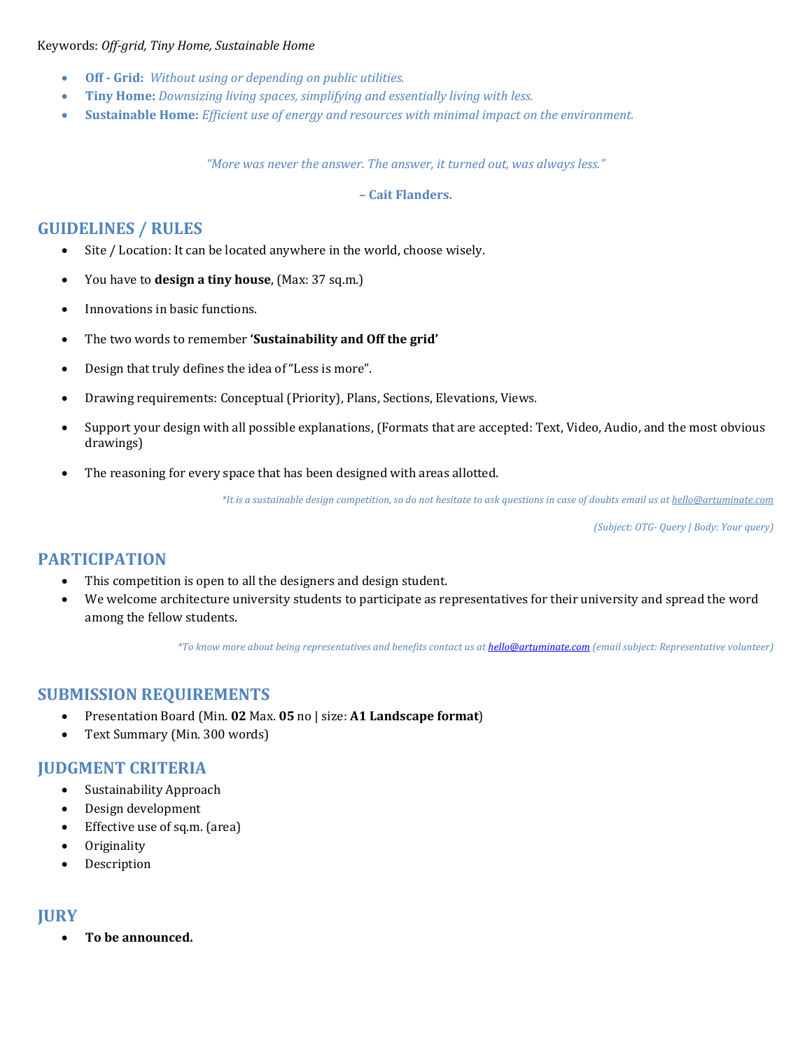Keywords: *Off-grid, Tiny Home, Sustainable Home*

- **Off - Grid:** *Without using or depending on public utilities.*
- **Tiny Home:** *Downsizing living spaces, simplifying and essentially living with less.*
- **Sustainable Home:** *Efficient use of energy and resources with minimal impact on the environment.*

*"More was never the answer. The answer, it turned out, was always less."*

**– Cait Flanders.**

## GUIDELINES / RULES

- Site / Location: It can be located anywhere in the world, choose wisely.
- You have to **design a tiny house**, (Max: 37 sq.m.)
- Innovations in basic functions.
- The two words to remember **'Sustainability and Off the grid'**
- Design that truly defines the idea of "Less is more".
- Drawing requirements: Conceptual (Priority), Plans, Sections, Elevations, Views.
- Support your design with all possible explanations, (Formats that are accepted: Text, Video, Audio, and the most obvious drawings)
- The reasoning for every space that has been designed with areas allotted.

*\*It is a sustainable design competition, so do not hesitate to ask questions in case of doubts email us at hello@artuminate.com*

*(Subject: OTG- Query | Body: Your query)*

## PARTICIPATION

- This competition is open to all the designers and design student.
- We welcome architecture university students to participate as representatives for their university and spread the word among the fellow students.

*\*To know more about being representatives and benefits contact us at hello@artuminate.com (email subject: Representative volunteer)*

## SUBMISSION REQUIREMENTS

- Presentation Board (Min. **02** Max. **05** no | size: **A1 Landscape format**)
- Text Summary (Min. 300 words)

## JUDGMENT CRITERIA

- Sustainability Approach
- Design development
- Effective use of sq.m. (area)
- Originality
- Description

## JURY

- **To be announced.**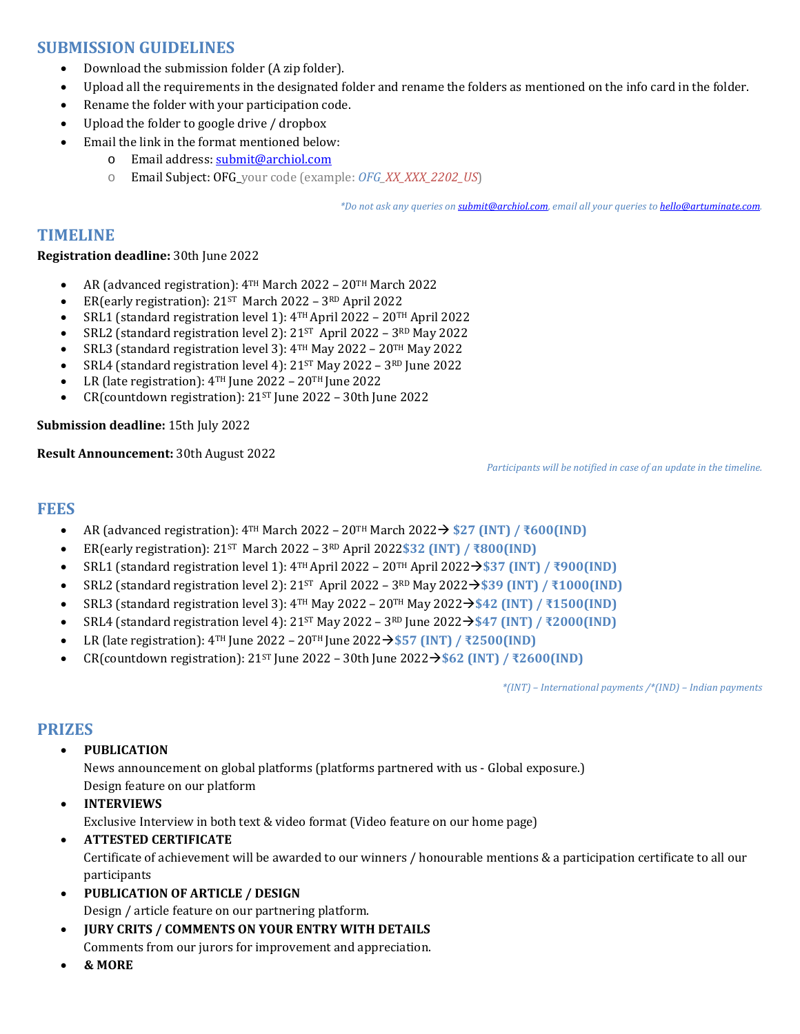## SUBMISSION GUIDELINES

- Download the submission folder (A zip folder).
- Upload all the requirements in the designated folder and rename the folders as mentioned on the info card in the folder.
- Rename the folder with your participation code.
- Upload the folder to google drive / dropbox
- Email the link in the format mentioned below:
  - Email address: submit@archiol.com
  - Email Subject: OFG_your code (example: *OFG_XX_XXX_2202_US*)

*\*Do not ask any queries on submit@archiol.com, email all your queries to hello@artuminate.com.*

## TIMELINE

**Registration deadline:** 30th June 2022

- AR (advanced registration): 4TH March 2022 – 20TH March 2022
- ER(early registration): 21ST March 2022 – 3RD April 2022
- SRL1 (standard registration level 1): 4TH April 2022 – 20TH April 2022
- SRL2 (standard registration level 2): 21ST April 2022 – 3RD May 2022
- SRL3 (standard registration level 3): 4TH May 2022 – 20TH May 2022
- SRL4 (standard registration level 4): 21ST May 2022 – 3RD June 2022
- LR (late registration): 4TH June 2022 – 20TH June 2022
- CR(countdown registration): 21ST June 2022 – 30th June 2022

**Submission deadline:** 15th July 2022

**Result Announcement:** 30th August 2022

*Participants will be notified in case of an update in the timeline.*

## FEES

- AR (advanced registration): 4TH March 2022 – 20TH March 2022→ **$27 (INT) / ₹600(IND)**
- ER(early registration): 21ST March 2022 – 3RD April 2022**$32 (INT) / ₹800(IND)**
- SRL1 (standard registration level 1): 4TH April 2022 – 20TH April 2022→**$37 (INT) / ₹900(IND)**
- SRL2 (standard registration level 2): 21ST April 2022 – 3RD May 2022→**$39 (INT) / ₹1000(IND)**
- SRL3 (standard registration level 3): 4TH May 2022 – 20TH May 2022→**$42 (INT) / ₹1500(IND)**
- SRL4 (standard registration level 4): 21ST May 2022 – 3RD June 2022→**$47 (INT) / ₹2000(IND)**
- LR (late registration): 4TH June 2022 – 20TH June 2022→**$57 (INT) / ₹2500(IND)**
- CR(countdown registration): 21ST June 2022 – 30th June 2022→**$62 (INT) / ₹2600(IND)**

*\*(INT) – International payments /\*(IND) – Indian payments*

## PRIZES

- **PUBLICATION**
  News announcement on global platforms (platforms partnered with us - Global exposure.)
  Design feature on our platform
- **INTERVIEWS**
  Exclusive Interview in both text & video format (Video feature on our home page)
- **ATTESTED CERTIFICATE**
  Certificate of achievement will be awarded to our winners / honourable mentions & a participation certificate to all our participants
- **PUBLICATION OF ARTICLE / DESIGN**
  Design / article feature on our partnering platform.
- **JURY CRITS / COMMENTS ON YOUR ENTRY WITH DETAILS**
  Comments from our jurors for improvement and appreciation.
- **& MORE**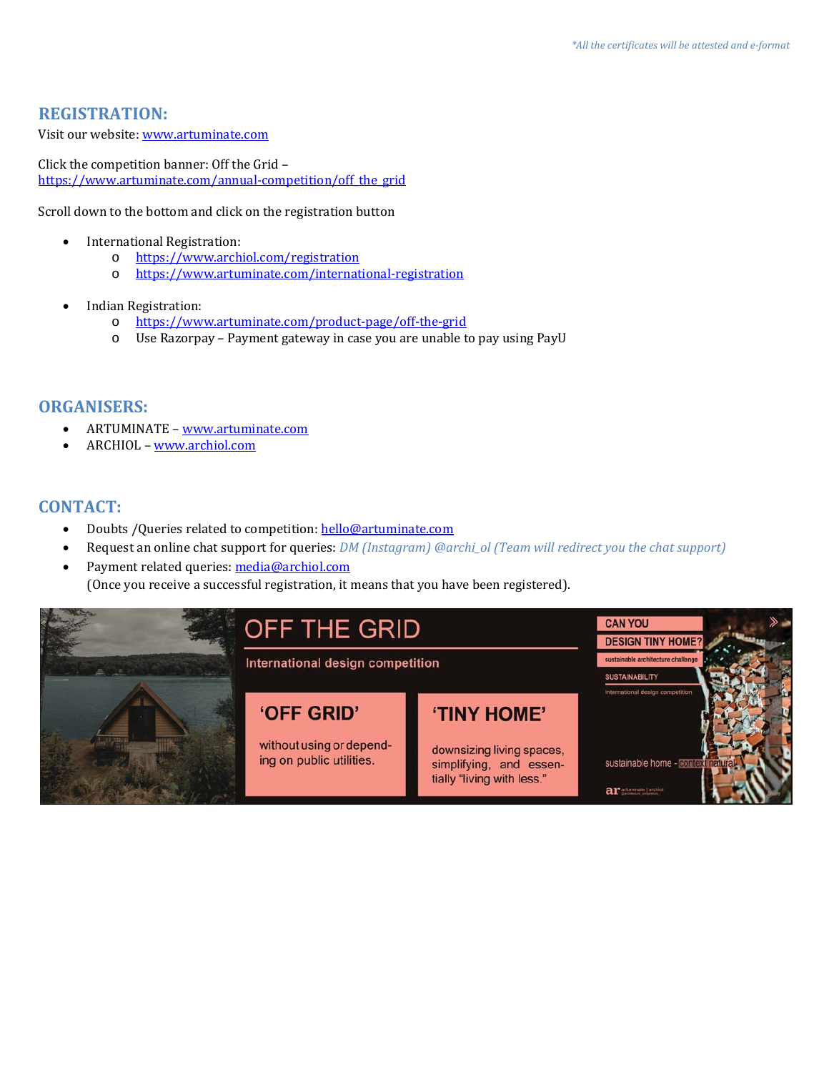*\*All the certificates will be attested and e-format*

## REGISTRATION:

Visit our website: www.artuminate.com

Click the competition banner: Off the Grid – https://www.artuminate.com/annual-competition/off_the_grid

Scroll down to the bottom and click on the registration button

- International Registration:
  - https://www.archiol.com/registration
  - https://www.artuminate.com/international-registration

- Indian Registration:
  - https://www.artuminate.com/product-page/off-the-grid
  - Use Razorpay – Payment gateway in case you are unable to pay using PayU

## ORGANISERS:

- ARTUMINATE – www.artuminate.com
- ARCHIOL – www.archiol.com

## CONTACT:

- Doubts /Queries related to competition: hello@artuminate.com
- Request an online chat support for queries: *DM (Instagram) @archi_ol (Team will redirect you the chat support)*
- Payment related queries: media@archiol.com
  (Once you receive a successful registration, it means that you have been registered).

OFF THE GRID

International design competition

'OFF GRID'

without using or depending on public utilities.

'TINY HOME'

downsizing living spaces, simplifying, and essentially "living with less."

CAN YOU

DESIGN TINY HOME?

sustainable architecture challenge

SUSTAINABILITY

International design competition

sustainable home - context natural